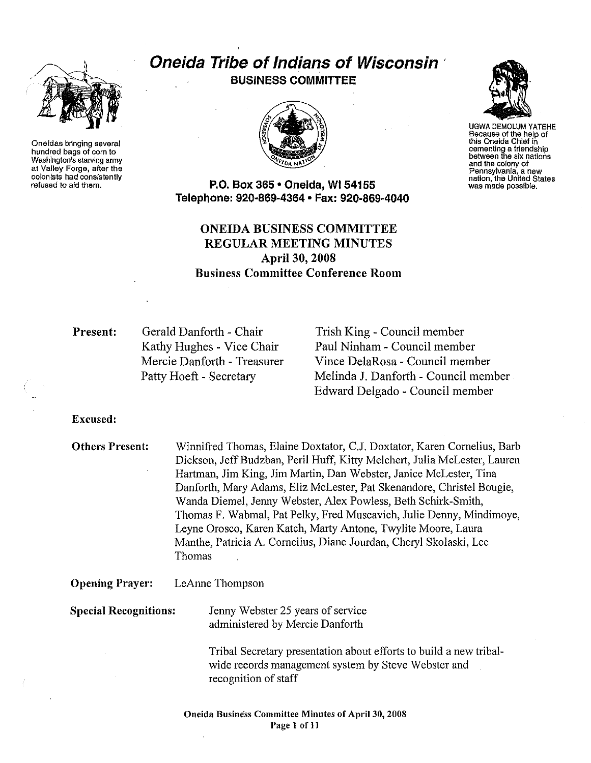# Oneida Tribe of Indians of Wisconsin

**BUSINESS COMMITTEE**

Oneidas bringing several hundred bags of corn to Washington's starving army at Valley Forge, after the colonists had consistently refused to aid them.

UGWA DEMOLUM YATEHE
Because of the help of this Oneida Chief in cementing a friendship between the six nations and the colony of Pennsylvania, a new nation, the United States was made possible.

**P.O. Box 365 • Oneida, WI 54155**
**Telephone: 920-869-4364 • Fax: 920-869-4040**

## ONEIDA BUSINESS COMMITTEE REGULAR MEETING MINUTES

**April 30, 2008**
**Business Committee Conference Room**

**Present:**
Gerald Danforth - Chair
Kathy Hughes - Vice Chair
Mercie Danforth - Treasurer
Patty Hoeft - Secretary
Trish King - Council member
Paul Ninham - Council member
Vince DelaRosa - Council member
Melinda J. Danforth - Council member
Edward Delgado - Council member

**Excused:**

**Others Present:** Winnifred Thomas, Elaine Doxtator, C.J. Doxtator, Karen Cornelius, Barb Dickson, Jeff Budzban, Peril Huff, Kitty Melchert, Julia McLester, Lauren Hartman, Jim King, Jim Martin, Dan Webster, Janice McLester, Tina Danforth, Mary Adams, Eliz McLester, Pat Skenandore, Christel Bougie, Wanda Diemel, Jenny Webster, Alex Powless, Beth Schirk-Smith, Thomas F. Wabmal, Pat Pelky, Fred Muscavich, Julie Denny, Mindimoye, Leyne Orosco, Karen Katch, Marty Antone, Twylite Moore, Laura Manthe, Patricia A. Cornelius, Diane Jourdan, Cheryl Skolaski, Lee Thomas

**Opening Prayer:** LeAnne Thompson

**Special Recognitions:**

Jenny Webster 25 years of service administered by Mercie Danforth

Tribal Secretary presentation about efforts to build a new tribal-wide records management system by Steve Webster and recognition of staff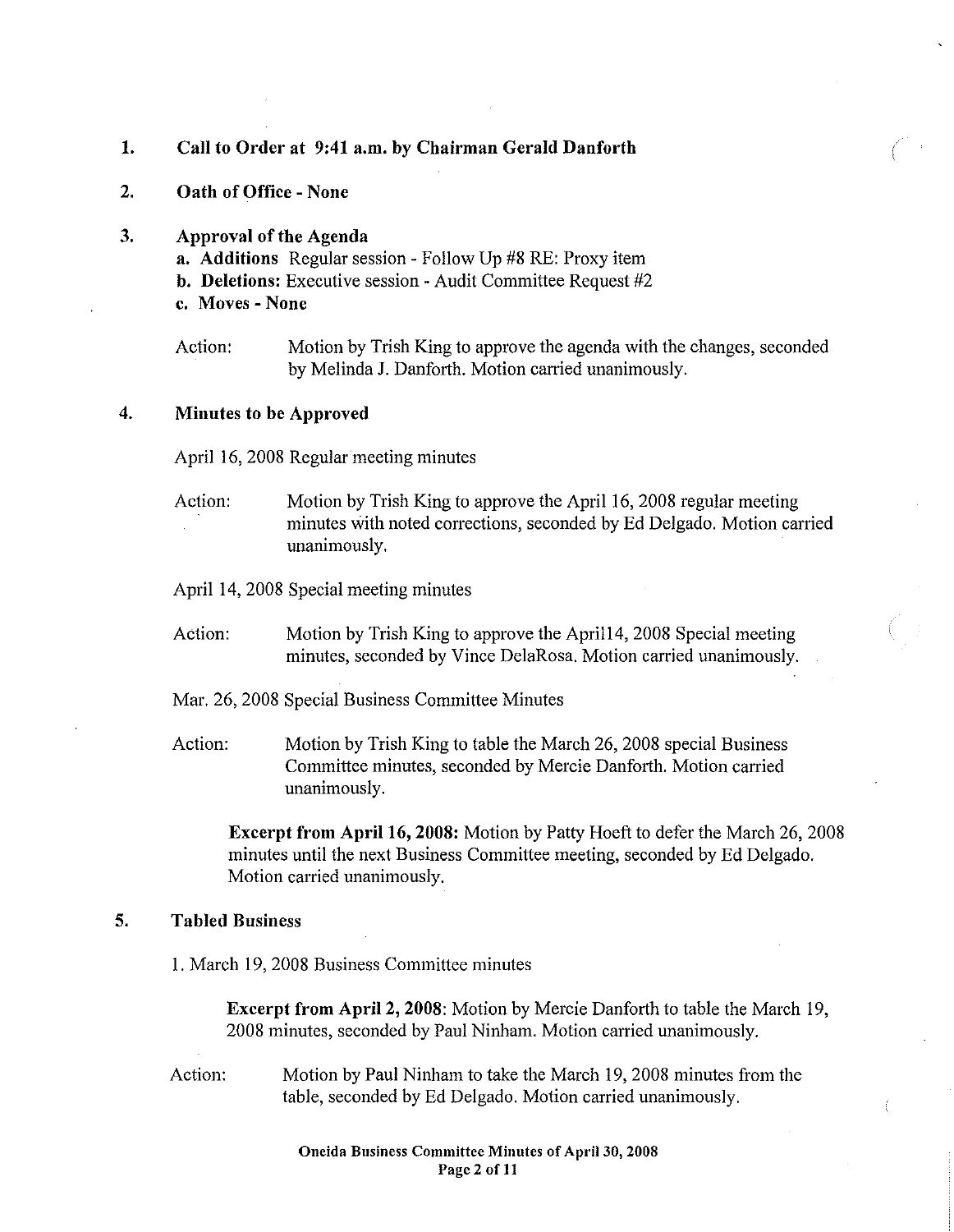1. **Call to Order at 9:41 a.m. by Chairman Gerald Danforth**

2. **Oath of Office - None**

3. **Approval of the Agenda**
   - **a. Additions** Regular session - Follow Up #8 RE: Proxy item
   - **b. Deletions:** Executive session - Audit Committee Request #2
   - **c. Moves - None**

   Action: Motion by Trish King to approve the agenda with the changes, seconded by Melinda J. Danforth. Motion carried unanimously.

4. **Minutes to be Approved**

   April 16, 2008 Regular meeting minutes

   Action: Motion by Trish King to approve the April 16, 2008 regular meeting minutes with noted corrections, seconded by Ed Delgado. Motion carried unanimously.

   April 14, 2008 Special meeting minutes

   Action: Motion by Trish King to approve the April14, 2008 Special meeting minutes, seconded by Vince DelaRosa. Motion carried unanimously.

   Mar. 26, 2008 Special Business Committee Minutes

   Action: Motion by Trish King to table the March 26, 2008 special Business Committee minutes, seconded by Mercie Danforth. Motion carried unanimously.

   > **Excerpt from April 16, 2008:** Motion by Patty Hoeft to defer the March 26, 2008 minutes until the next Business Committee meeting, seconded by Ed Delgado. Motion carried unanimously.

5. **Tabled Business**

   1. March 19, 2008 Business Committee minutes

   > **Excerpt from April 2, 2008**: Motion by Mercie Danforth to table the March 19, 2008 minutes, seconded by Paul Ninham. Motion carried unanimously.

   Action: Motion by Paul Ninham to take the March 19, 2008 minutes from the table, seconded by Ed Delgado. Motion carried unanimously.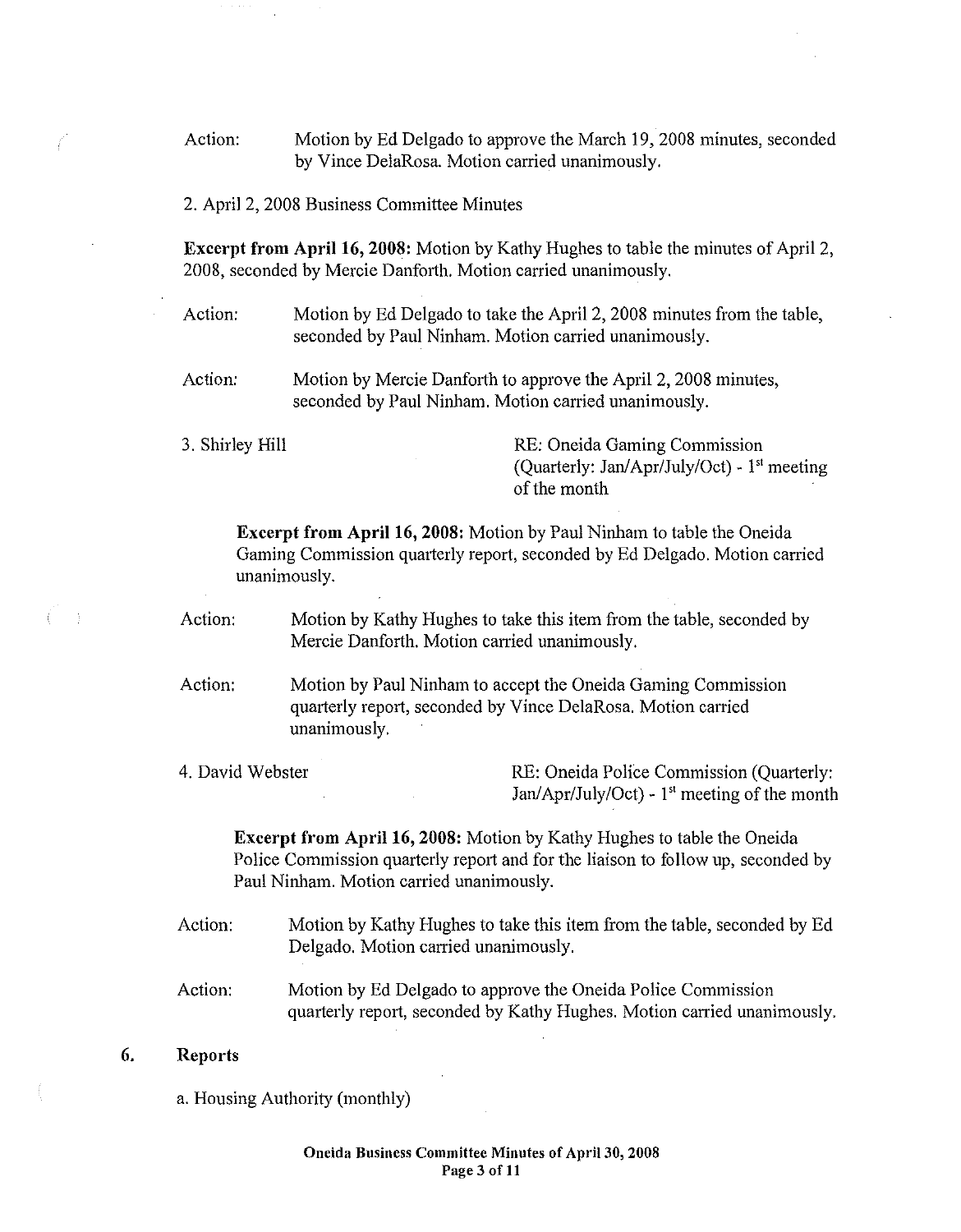Action: Motion by Ed Delgado to approve the March 19, 2008 minutes, seconded by Vince DelaRosa. Motion carried unanimously.

2. April 2, 2008 Business Committee Minutes

**Excerpt from April 16, 2008:** Motion by Kathy Hughes to table the minutes of April 2, 2008, seconded by Mercie Danforth. Motion carried unanimously.

Action: Motion by Ed Delgado to take the April 2, 2008 minutes from the table, seconded by Paul Ninham. Motion carried unanimously.

Action: Motion by Mercie Danforth to approve the April 2, 2008 minutes, seconded by Paul Ninham. Motion carried unanimously.

3. Shirley Hill — RE: Oneida Gaming Commission (Quarterly: Jan/Apr/July/Oct) - 1st meeting of the month

**Excerpt from April 16, 2008:** Motion by Paul Ninham to table the Oneida Gaming Commission quarterly report, seconded by Ed Delgado. Motion carried unanimously.

Action: Motion by Kathy Hughes to take this item from the table, seconded by Mercie Danforth. Motion carried unanimously.

Action: Motion by Paul Ninham to accept the Oneida Gaming Commission quarterly report, seconded by Vince DelaRosa. Motion carried unanimously.

4. David Webster — RE: Oneida Police Commission (Quarterly: Jan/Apr/July/Oct) - 1st meeting of the month

**Excerpt from April 16, 2008:** Motion by Kathy Hughes to table the Oneida Police Commission quarterly report and for the liaison to follow up, seconded by Paul Ninham. Motion carried unanimously.

Action: Motion by Kathy Hughes to take this item from the table, seconded by Ed Delgado. Motion carried unanimously.

Action: Motion by Ed Delgado to approve the Oneida Police Commission quarterly report, seconded by Kathy Hughes. Motion carried unanimously.

## 6. Reports

a. Housing Authority (monthly)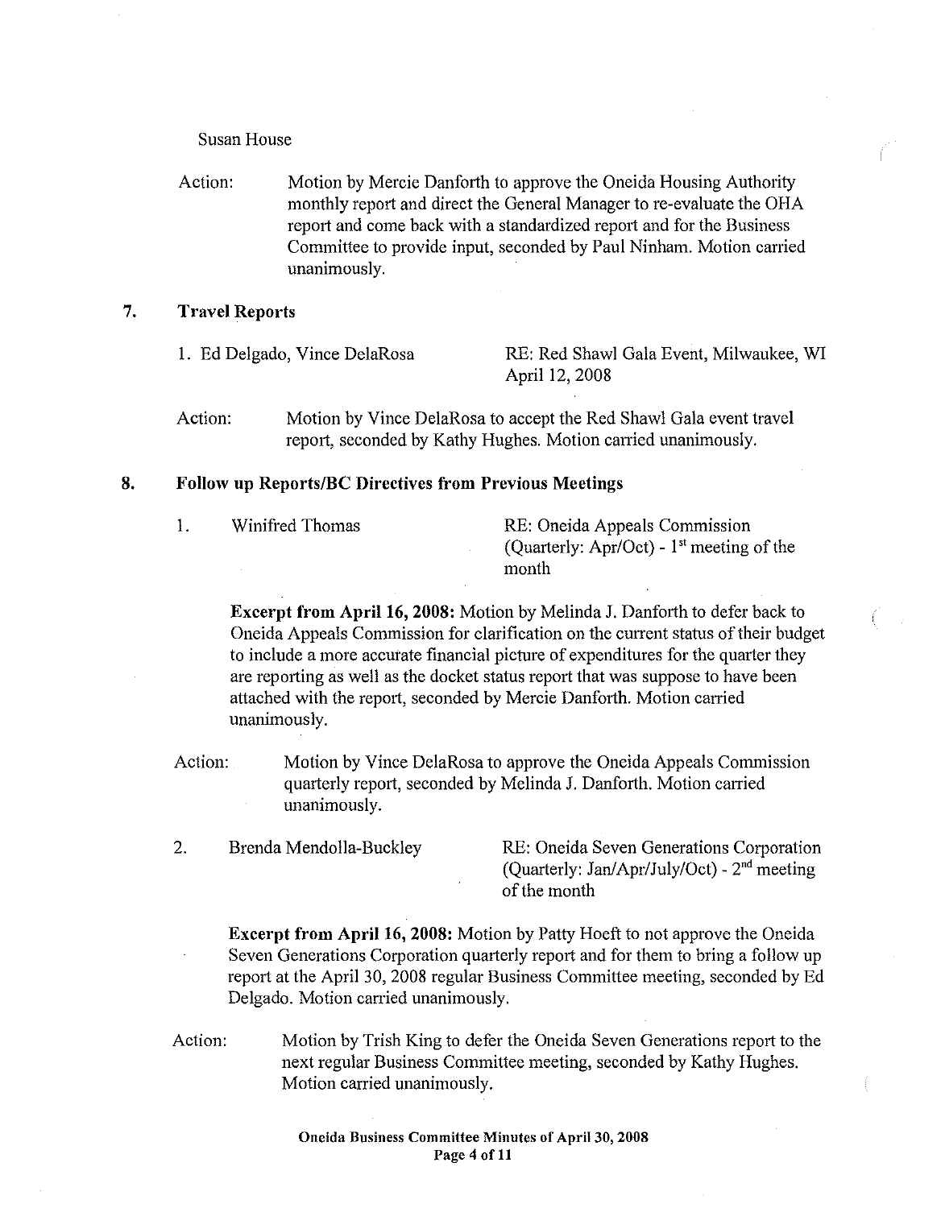Susan House

Action: Motion by Mercie Danforth to approve the Oneida Housing Authority monthly report and direct the General Manager to re-evaluate the OHA report and come back with a standardized report and for the Business Committee to provide input, seconded by Paul Ninham. Motion carried unanimously.

## 7. Travel Reports

1. Ed Delgado, Vince DelaRosa — RE: Red Shawl Gala Event, Milwaukee, WI April 12, 2008

Action: Motion by Vince DelaRosa to accept the Red Shawl Gala event travel report, seconded by Kathy Hughes. Motion carried unanimously.

## 8. Follow up Reports/BC Directives from Previous Meetings

1. Winifred Thomas — RE: Oneida Appeals Commission (Quarterly: Apr/Oct) - 1st meeting of the month

**Excerpt from April 16, 2008:** Motion by Melinda J. Danforth to defer back to Oneida Appeals Commission for clarification on the current status of their budget to include a more accurate financial picture of expenditures for the quarter they are reporting as well as the docket status report that was suppose to have been attached with the report, seconded by Mercie Danforth. Motion carried unanimously.

Action: Motion by Vince DelaRosa to approve the Oneida Appeals Commission quarterly report, seconded by Melinda J. Danforth. Motion carried unanimously.

2. Brenda Mendolla-Buckley — RE: Oneida Seven Generations Corporation (Quarterly: Jan/Apr/July/Oct) - 2nd meeting of the month

**Excerpt from April 16, 2008:** Motion by Patty Hoeft to not approve the Oneida Seven Generations Corporation quarterly report and for them to bring a follow up report at the April 30, 2008 regular Business Committee meeting, seconded by Ed Delgado. Motion carried unanimously.

Action: Motion by Trish King to defer the Oneida Seven Generations report to the next regular Business Committee meeting, seconded by Kathy Hughes. Motion carried unanimously.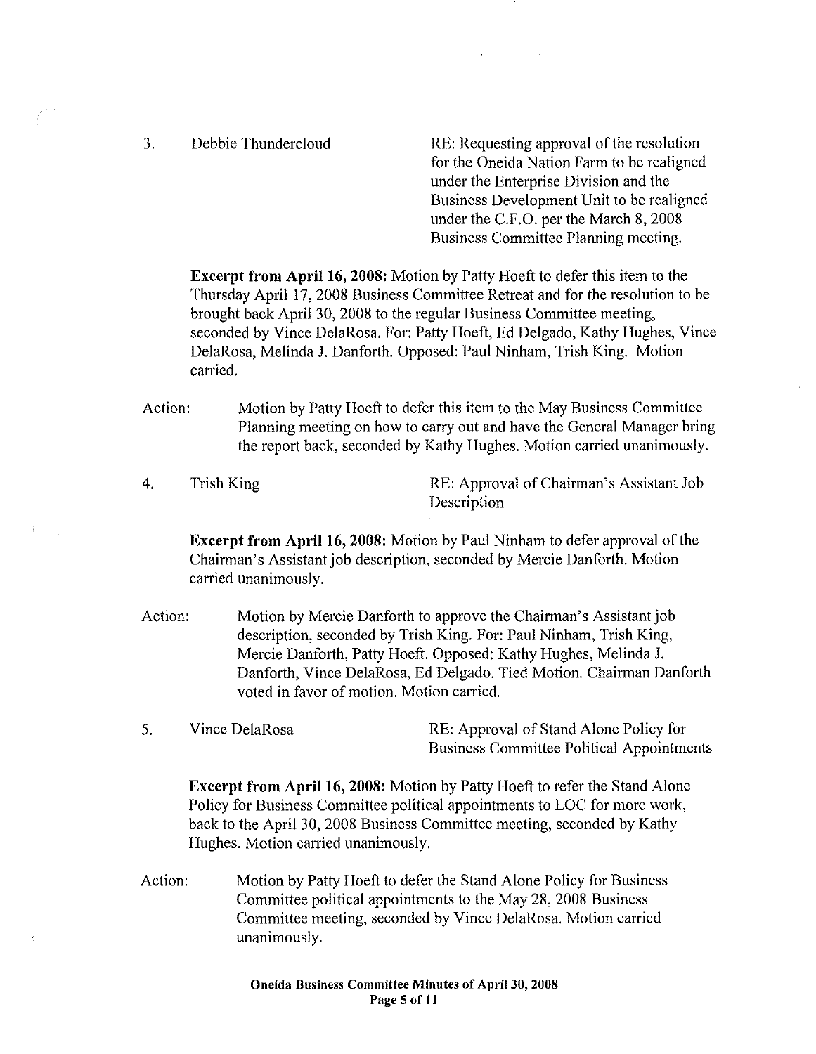3. Debbie Thundercloud RE: Requesting approval of the resolution for the Oneida Nation Farm to be realigned under the Enterprise Division and the Business Development Unit to be realigned under the C.F.O. per the March 8, 2008 Business Committee Planning meeting.

**Excerpt from April 16, 2008:** Motion by Patty Hoeft to defer this item to the Thursday April 17, 2008 Business Committee Retreat and for the resolution to be brought back April 30, 2008 to the regular Business Committee meeting, seconded by Vince DelaRosa. For: Patty Hoeft, Ed Delgado, Kathy Hughes, Vince DelaRosa, Melinda J. Danforth. Opposed: Paul Ninham, Trish King. Motion carried.

Action: Motion by Patty Hoeft to defer this item to the May Business Committee Planning meeting on how to carry out and have the General Manager bring the report back, seconded by Kathy Hughes. Motion carried unanimously.

4. Trish King RE: Approval of Chairman's Assistant Job Description

**Excerpt from April 16, 2008:** Motion by Paul Ninham to defer approval of the Chairman's Assistant job description, seconded by Mercie Danforth. Motion carried unanimously.

Action: Motion by Mercie Danforth to approve the Chairman's Assistant job description, seconded by Trish King. For: Paul Ninham, Trish King, Mercie Danforth, Patty Hoeft. Opposed: Kathy Hughes, Melinda J. Danforth, Vince DelaRosa, Ed Delgado. Tied Motion. Chairman Danforth voted in favor of motion. Motion carried.

5. Vince DelaRosa RE: Approval of Stand Alone Policy for Business Committee Political Appointments

**Excerpt from April 16, 2008:** Motion by Patty Hoeft to refer the Stand Alone Policy for Business Committee political appointments to LOC for more work, back to the April 30, 2008 Business Committee meeting, seconded by Kathy Hughes. Motion carried unanimously.

Action: Motion by Patty Hoeft to defer the Stand Alone Policy for Business Committee political appointments to the May 28, 2008 Business Committee meeting, seconded by Vince DelaRosa. Motion carried unanimously.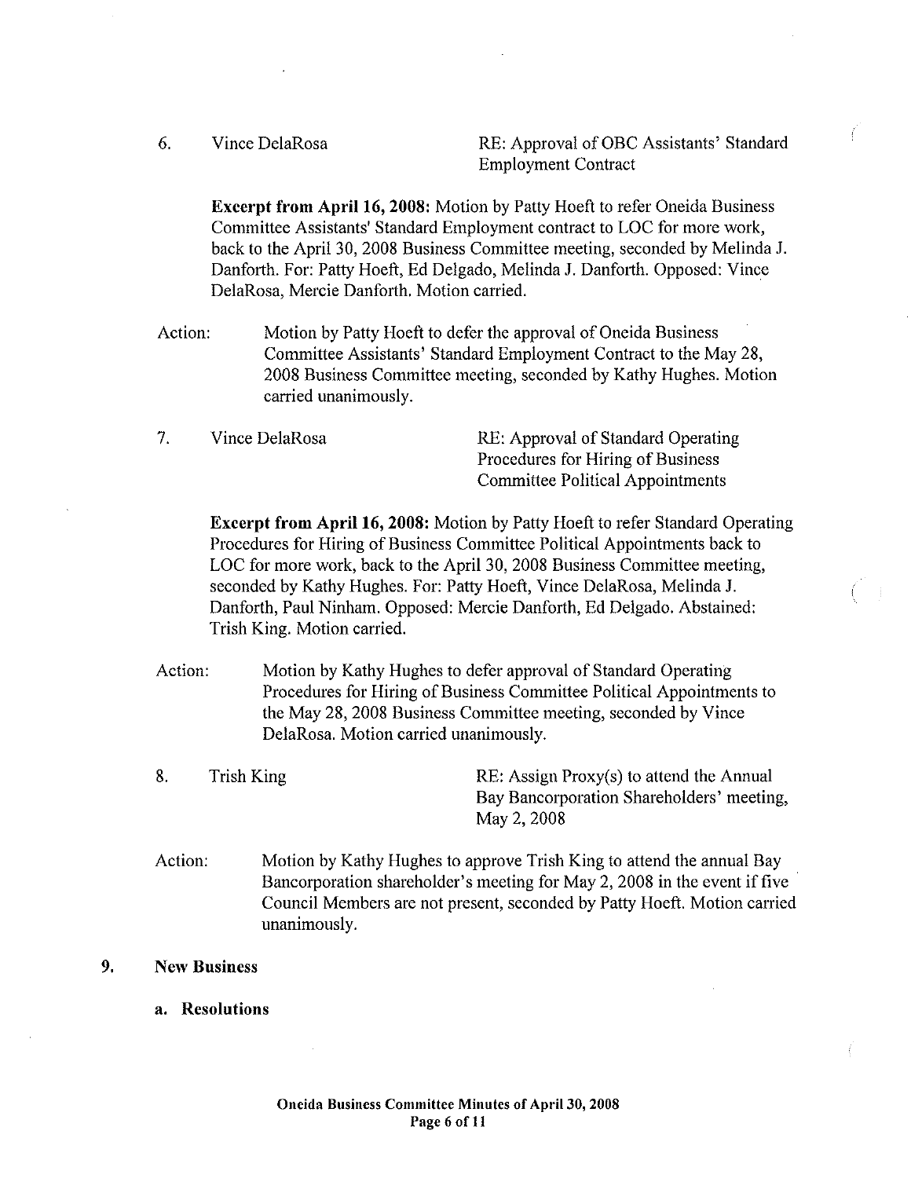6. Vince DelaRosa — RE: Approval of OBC Assistants' Standard Employment Contract

**Excerpt from April 16, 2008:** Motion by Patty Hoeft to refer Oneida Business Committee Assistants' Standard Employment contract to LOC for more work, back to the April 30, 2008 Business Committee meeting, seconded by Melinda J. Danforth. For: Patty Hoeft, Ed Delgado, Melinda J. Danforth. Opposed: Vince DelaRosa, Mercie Danforth. Motion carried.

Action: Motion by Patty Hoeft to defer the approval of Oneida Business Committee Assistants' Standard Employment Contract to the May 28, 2008 Business Committee meeting, seconded by Kathy Hughes. Motion carried unanimously.

7. Vince DelaRosa — RE: Approval of Standard Operating Procedures for Hiring of Business Committee Political Appointments

**Excerpt from April 16, 2008:** Motion by Patty Hoeft to refer Standard Operating Procedures for Hiring of Business Committee Political Appointments back to LOC for more work, back to the April 30, 2008 Business Committee meeting, seconded by Kathy Hughes. For: Patty Hoeft, Vince DelaRosa, Melinda J. Danforth, Paul Ninham. Opposed: Mercie Danforth, Ed Delgado. Abstained: Trish King. Motion carried.

Action: Motion by Kathy Hughes to defer approval of Standard Operating Procedures for Hiring of Business Committee Political Appointments to the May 28, 2008 Business Committee meeting, seconded by Vince DelaRosa. Motion carried unanimously.

8. Trish King — RE: Assign Proxy(s) to attend the Annual Bay Bancorporation Shareholders' meeting, May 2, 2008

Action: Motion by Kathy Hughes to approve Trish King to attend the annual Bay Bancorporation shareholder's meeting for May 2, 2008 in the event if five Council Members are not present, seconded by Patty Hoeft. Motion carried unanimously.

## 9. New Business

### a. Resolutions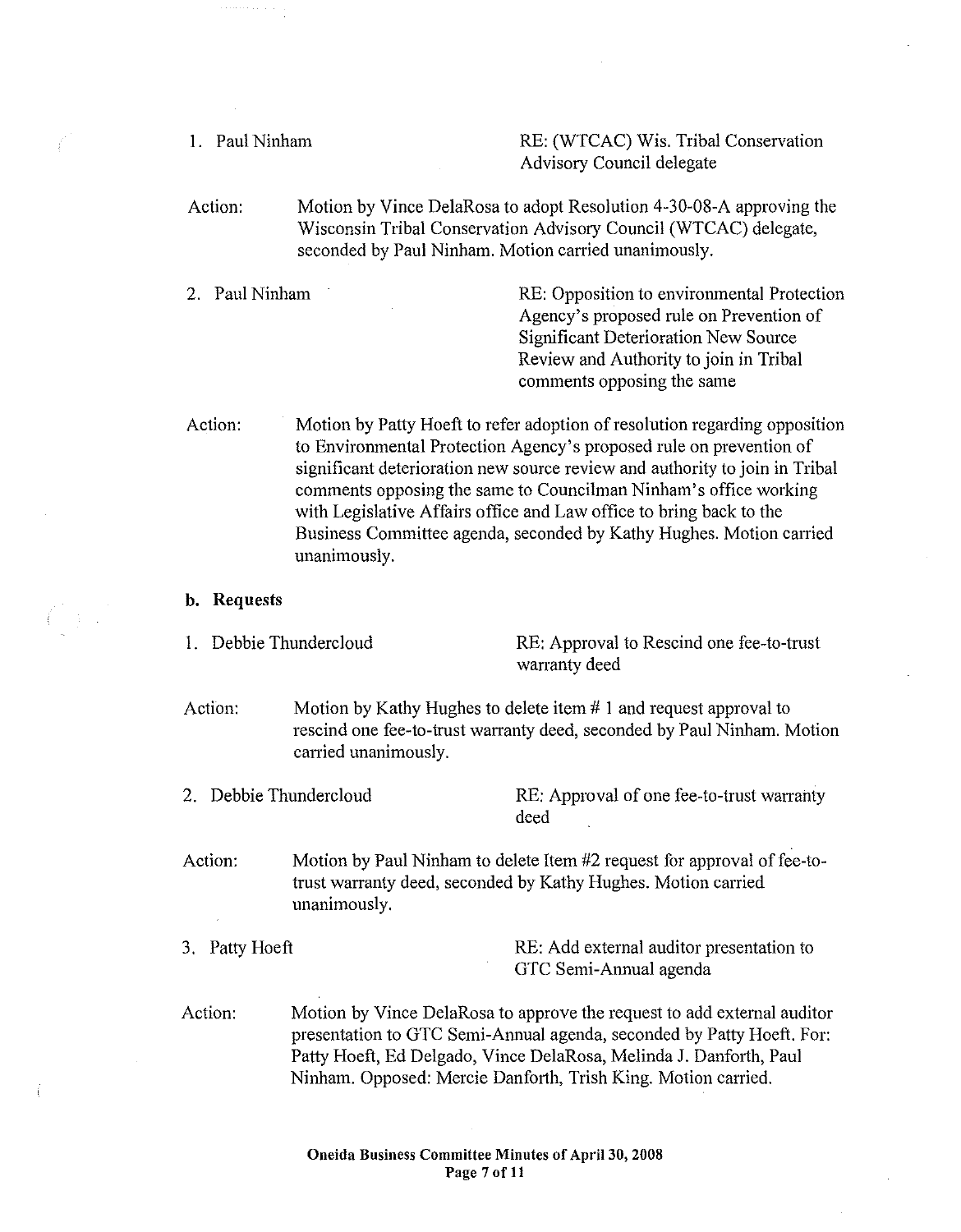1. Paul Ninham RE: (WTCAC) Wis. Tribal Conservation Advisory Council delegate

Action: Motion by Vince DelaRosa to adopt Resolution 4-30-08-A approving the Wisconsin Tribal Conservation Advisory Council (WTCAC) delegate, seconded by Paul Ninham. Motion carried unanimously.

2. Paul Ninham RE: Opposition to environmental Protection Agency's proposed rule on Prevention of Significant Deterioration New Source Review and Authority to join in Tribal comments opposing the same

Action: Motion by Patty Hoeft to refer adoption of resolution regarding opposition to Environmental Protection Agency's proposed rule on prevention of significant deterioration new source review and authority to join in Tribal comments opposing the same to Councilman Ninham's office working with Legislative Affairs office and Law office to bring back to the Business Committee agenda, seconded by Kathy Hughes. Motion carried unanimously.

**b. Requests**

1. Debbie Thundercloud RE: Approval to Rescind one fee-to-trust warranty deed

Action: Motion by Kathy Hughes to delete item # 1 and request approval to rescind one fee-to-trust warranty deed, seconded by Paul Ninham. Motion carried unanimously.

2. Debbie Thundercloud RE: Approval of one fee-to-trust warranty deed

Action: Motion by Paul Ninham to delete Item #2 request for approval of fee-to-trust warranty deed, seconded by Kathy Hughes. Motion carried unanimously.

3. Patty Hoeft RE: Add external auditor presentation to GTC Semi-Annual agenda

Action: Motion by Vince DelaRosa to approve the request to add external auditor presentation to GTC Semi-Annual agenda, seconded by Patty Hoeft. For: Patty Hoeft, Ed Delgado, Vince DelaRosa, Melinda J. Danforth, Paul Ninham. Opposed: Mercie Danforth, Trish King. Motion carried.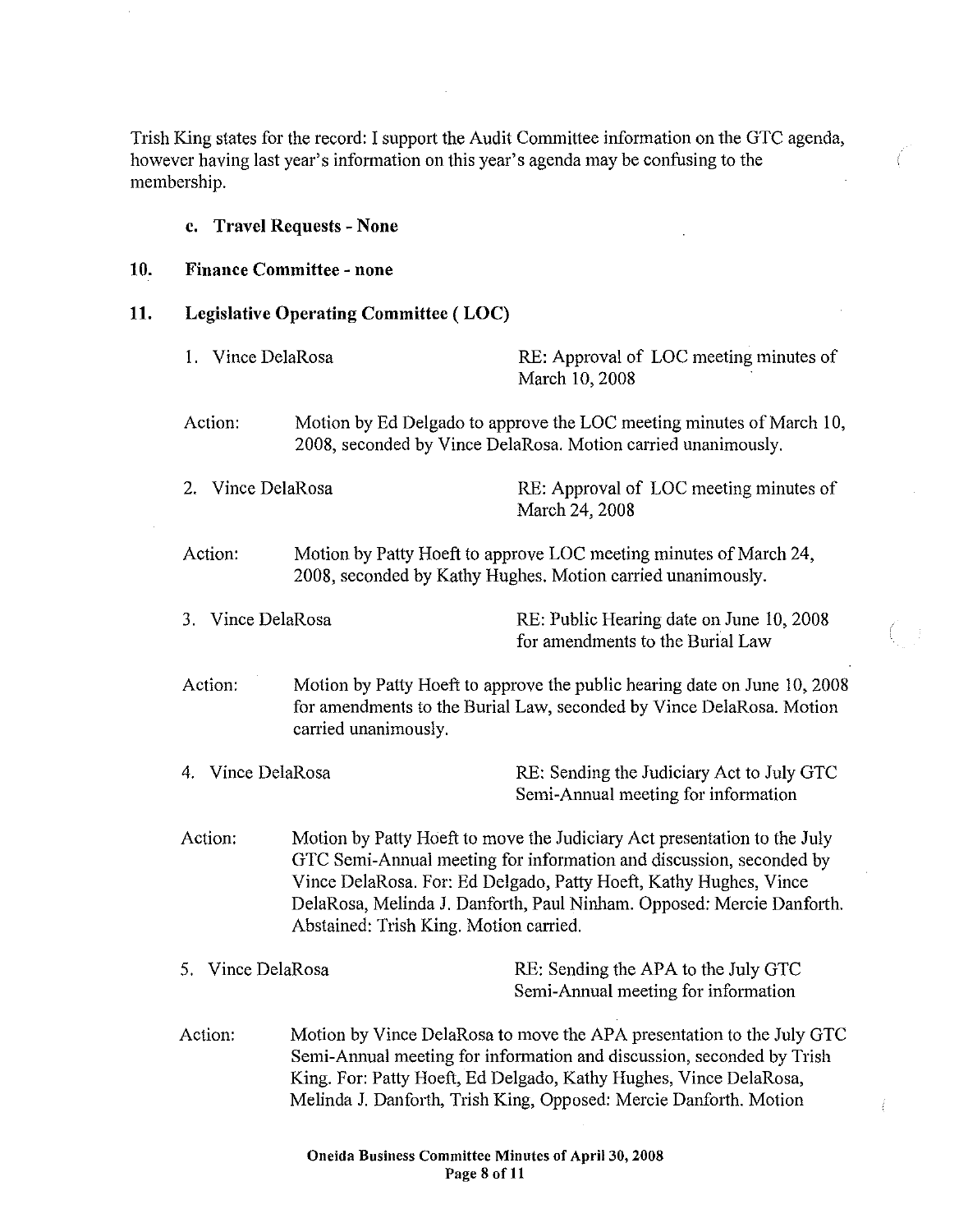Trish King states for the record: I support the Audit Committee information on the GTC agenda, however having last year's information on this year's agenda may be confusing to the membership.

**c. Travel Requests - None**

**10. Finance Committee - none**

**11. Legislative Operating Committee ( LOC)**

1. Vince DelaRosa — RE: Approval of LOC meeting minutes of March 10, 2008

Action: Motion by Ed Delgado to approve the LOC meeting minutes of March 10, 2008, seconded by Vince DelaRosa. Motion carried unanimously.

2. Vince DelaRosa — RE: Approval of LOC meeting minutes of March 24, 2008

Action: Motion by Patty Hoeft to approve LOC meeting minutes of March 24, 2008, seconded by Kathy Hughes. Motion carried unanimously.

3. Vince DelaRosa — RE: Public Hearing date on June 10, 2008 for amendments to the Burial Law

Action: Motion by Patty Hoeft to approve the public hearing date on June 10, 2008 for amendments to the Burial Law, seconded by Vince DelaRosa. Motion carried unanimously.

4. Vince DelaRosa — RE: Sending the Judiciary Act to July GTC Semi-Annual meeting for information

Action: Motion by Patty Hoeft to move the Judiciary Act presentation to the July GTC Semi-Annual meeting for information and discussion, seconded by Vince DelaRosa. For: Ed Delgado, Patty Hoeft, Kathy Hughes, Vince DelaRosa, Melinda J. Danforth, Paul Ninham. Opposed: Mercie Danforth. Abstained: Trish King. Motion carried.

5. Vince DelaRosa — RE: Sending the APA to the July GTC Semi-Annual meeting for information

Action: Motion by Vince DelaRosa to move the APA presentation to the July GTC Semi-Annual meeting for information and discussion, seconded by Trish King. For: Patty Hoeft, Ed Delgado, Kathy Hughes, Vince DelaRosa, Melinda J. Danforth, Trish King, Opposed: Mercie Danforth. Motion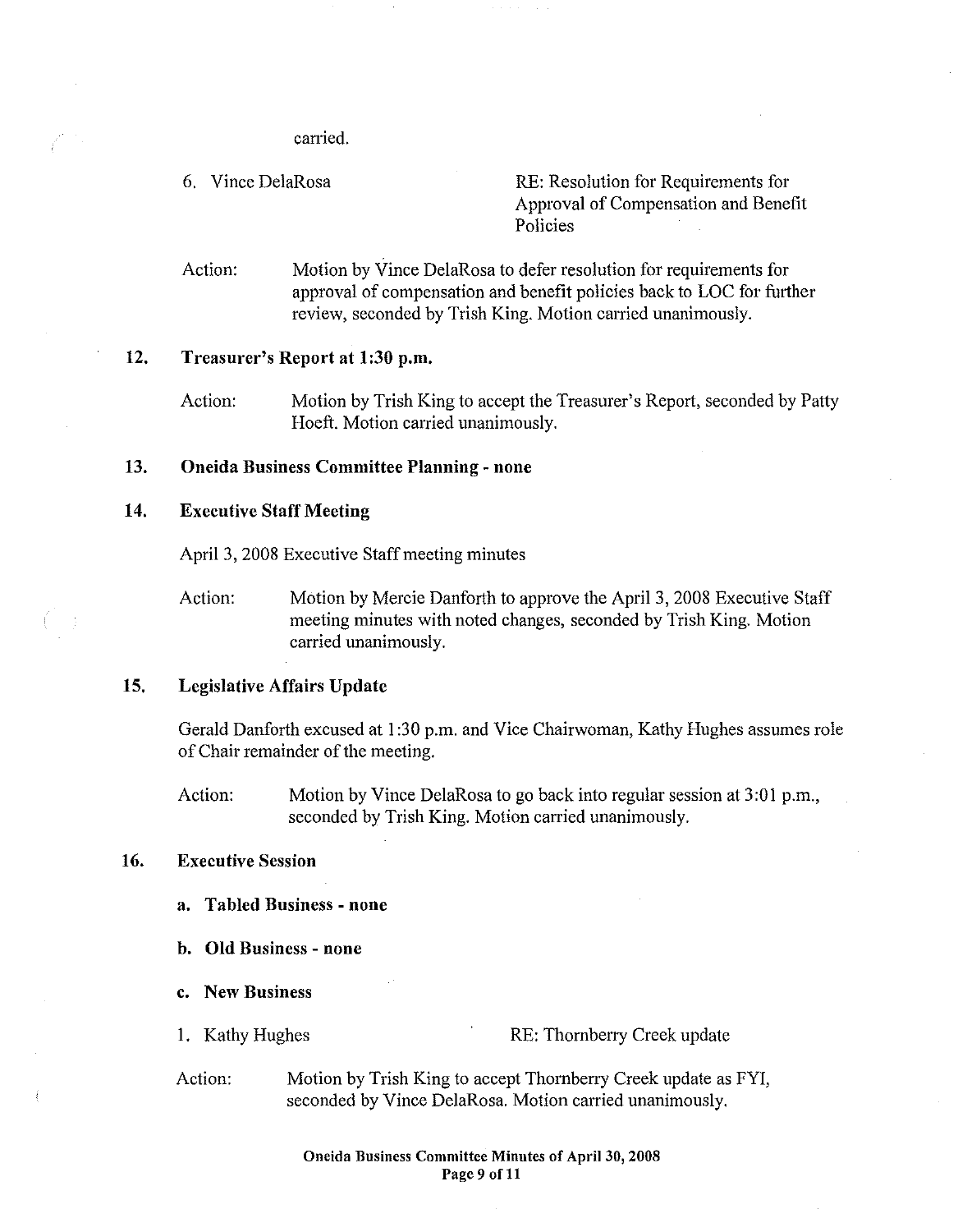carried.

6. Vince DelaRosa RE: Resolution for Requirements for Approval of Compensation and Benefit Policies

Action: Motion by Vince DelaRosa to defer resolution for requirements for approval of compensation and benefit policies back to LOC for further review, seconded by Trish King. Motion carried unanimously.

## 12. Treasurer's Report at 1:30 p.m.

Action: Motion by Trish King to accept the Treasurer's Report, seconded by Patty Hoeft. Motion carried unanimously.

## 13. Oneida Business Committee Planning - none

## 14. Executive Staff Meeting

April 3, 2008 Executive Staff meeting minutes

Action: Motion by Mercie Danforth to approve the April 3, 2008 Executive Staff meeting minutes with noted changes, seconded by Trish King. Motion carried unanimously.

## 15. Legislative Affairs Update

Gerald Danforth excused at 1:30 p.m. and Vice Chairwoman, Kathy Hughes assumes role of Chair remainder of the meeting.

Action: Motion by Vince DelaRosa to go back into regular session at 3:01 p.m., seconded by Trish King. Motion carried unanimously.

## 16. Executive Session

**a. Tabled Business - none**

**b. Old Business - none**

**c. New Business**

1. Kathy Hughes RE: Thornberry Creek update

Action: Motion by Trish King to accept Thornberry Creek update as FYI, seconded by Vince DelaRosa. Motion carried unanimously.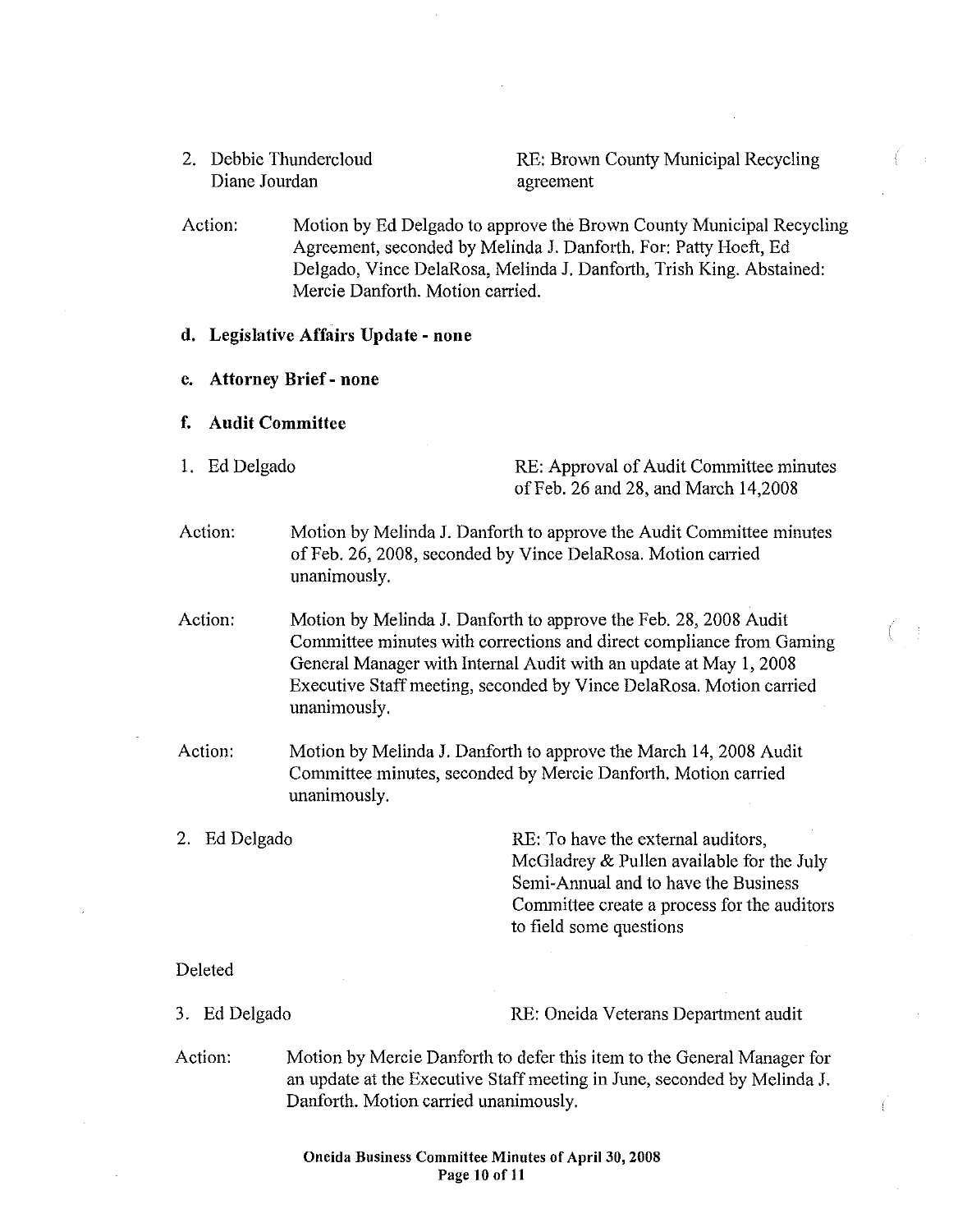2. Debbie Thundercloud
   Diane Jourdan

RE: Brown County Municipal Recycling agreement

Action: Motion by Ed Delgado to approve the Brown County Municipal Recycling Agreement, seconded by Melinda J. Danforth. For: Patty Hoeft, Ed Delgado, Vince DelaRosa, Melinda J. Danforth, Trish King. Abstained: Mercie Danforth. Motion carried.

**d. Legislative Affairs Update - none**

**e. Attorney Brief - none**

**f. Audit Committee**

1. Ed Delgado

RE: Approval of Audit Committee minutes of Feb. 26 and 28, and March 14,2008

Action: Motion by Melinda J. Danforth to approve the Audit Committee minutes of Feb. 26, 2008, seconded by Vince DelaRosa. Motion carried unanimously.

Action: Motion by Melinda J. Danforth to approve the Feb. 28, 2008 Audit Committee minutes with corrections and direct compliance from Gaming General Manager with Internal Audit with an update at May 1, 2008 Executive Staff meeting, seconded by Vince DelaRosa. Motion carried unanimously.

Action: Motion by Melinda J. Danforth to approve the March 14, 2008 Audit Committee minutes, seconded by Mercie Danforth. Motion carried unanimously.

2. Ed Delgado

RE: To have the external auditors, McGladrey & Pullen available for the July Semi-Annual and to have the Business Committee create a process for the auditors to field some questions

Deleted

3. Ed Delgado

RE: Oneida Veterans Department audit

Action: Motion by Mercie Danforth to defer this item to the General Manager for an update at the Executive Staff meeting in June, seconded by Melinda J. Danforth. Motion carried unanimously.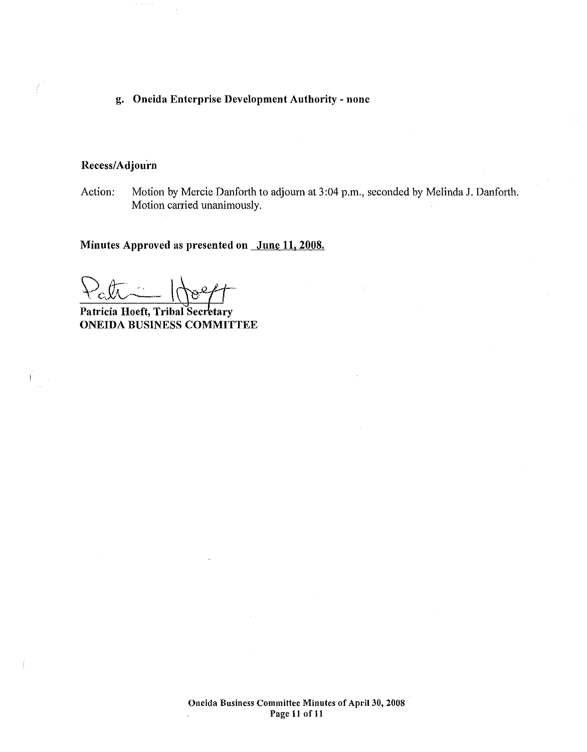**g. Oneida Enterprise Development Authority - none**

**Recess/Adjourn**

Action: Motion by Mercie Danforth to adjourn at 3:04 p.m., seconded by Melinda J. Danforth. Motion carried unanimously.

**Minutes Approved as presented on June 11, 2008.**

**Patricia Hoeft, Tribal Secretary**
**ONEIDA BUSINESS COMMITTEE**